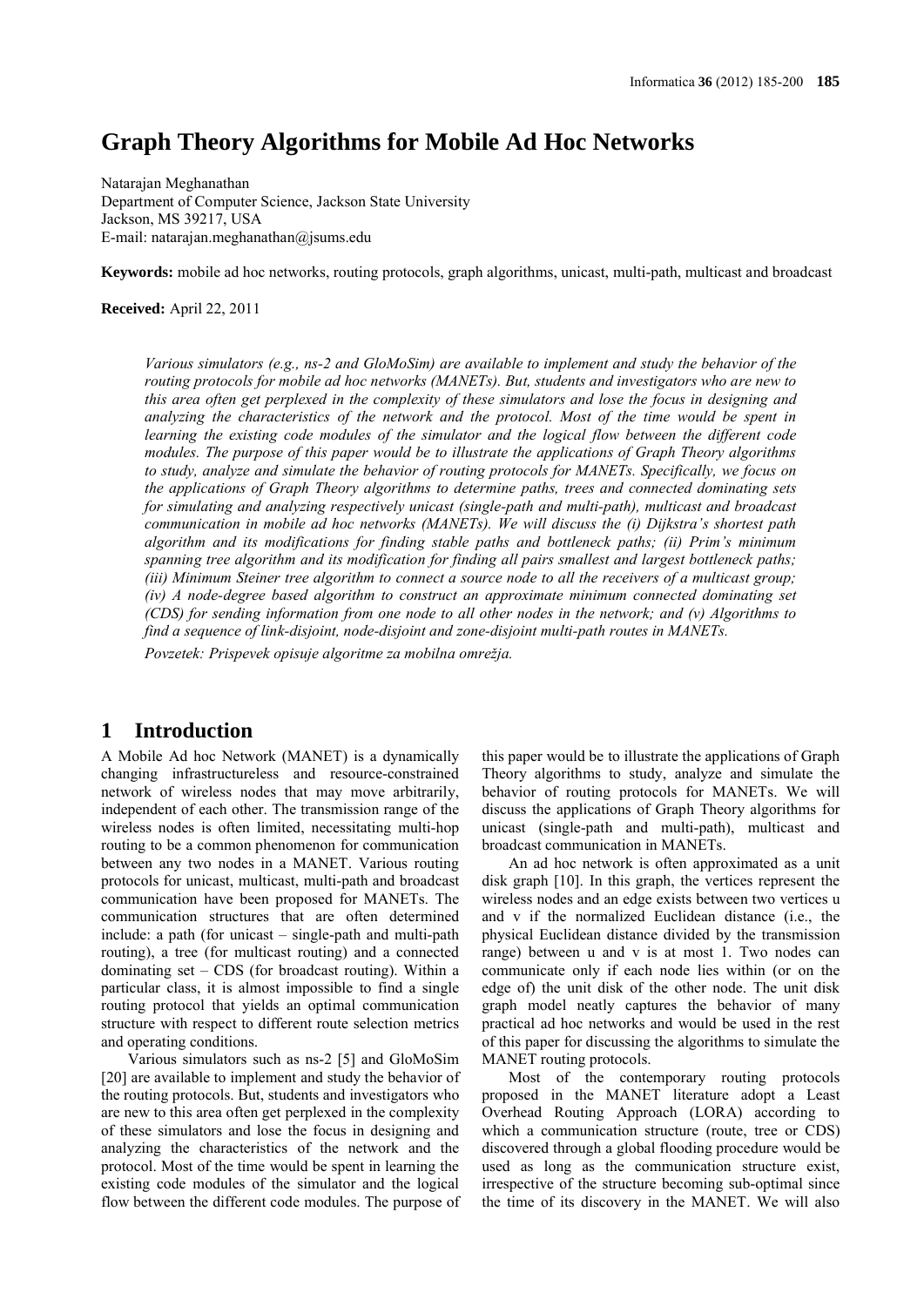# Graph Theory Algorithms for Mobile Ad Hoc Networks

Natarajan Meghanathan
Department of Computer Science, Jackson State University
Jackson, MS 39217, USA
E-mail: natarajan.meghanathan@jsums.edu

**Keywords:** mobile ad hoc networks, routing protocols, graph algorithms, unicast, multi-path, multicast and broadcast

**Received:** April 22, 2011

*Various simulators (e.g., ns-2 and GloMoSim) are available to implement and study the behavior of the routing protocols for mobile ad hoc networks (MANETs). But, students and investigators who are new to this area often get perplexed in the complexity of these simulators and lose the focus in designing and analyzing the characteristics of the network and the protocol. Most of the time would be spent in learning the existing code modules of the simulator and the logical flow between the different code modules. The purpose of this paper would be to illustrate the applications of Graph Theory algorithms to study, analyze and simulate the behavior of routing protocols for MANETs. Specifically, we focus on the applications of Graph Theory algorithms to determine paths, trees and connected dominating sets for simulating and analyzing respectively unicast (single-path and multi-path), multicast and broadcast communication in mobile ad hoc networks (MANETs). We will discuss the (i) Dijkstra's shortest path algorithm and its modifications for finding stable paths and bottleneck paths; (ii) Prim's minimum spanning tree algorithm and its modification for finding all pairs smallest and largest bottleneck paths; (iii) Minimum Steiner tree algorithm to connect a source node to all the receivers of a multicast group; (iv) A node-degree based algorithm to construct an approximate minimum connected dominating set (CDS) for sending information from one node to all other nodes in the network; and (v) Algorithms to find a sequence of link-disjoint, node-disjoint and zone-disjoint multi-path routes in MANETs.*

*Povzetek: Prispevek opisuje algoritme za mobilna omrežja.*

## 1 Introduction

A Mobile Ad hoc Network (MANET) is a dynamically changing infrastructureless and resource-constrained network of wireless nodes that may move arbitrarily, independent of each other. The transmission range of the wireless nodes is often limited, necessitating multi-hop routing to be a common phenomenon for communication between any two nodes in a MANET. Various routing protocols for unicast, multicast, multi-path and broadcast communication have been proposed for MANETs. The communication structures that are often determined include: a path (for unicast – single-path and multi-path routing), a tree (for multicast routing) and a connected dominating set – CDS (for broadcast routing). Within a particular class, it is almost impossible to find a single routing protocol that yields an optimal communication structure with respect to different route selection metrics and operating conditions.

Various simulators such as ns-2 [5] and GloMoSim [20] are available to implement and study the behavior of the routing protocols. But, students and investigators who are new to this area often get perplexed in the complexity of these simulators and lose the focus in designing and analyzing the characteristics of the network and the protocol. Most of the time would be spent in learning the existing code modules of the simulator and the logical flow between the different code modules. The purpose of this paper would be to illustrate the applications of Graph Theory algorithms to study, analyze and simulate the behavior of routing protocols for MANETs. We will discuss the applications of Graph Theory algorithms for unicast (single-path and multi-path), multicast and broadcast communication in MANETs.

An ad hoc network is often approximated as a unit disk graph [10]. In this graph, the vertices represent the wireless nodes and an edge exists between two vertices u and v if the normalized Euclidean distance (i.e., the physical Euclidean distance divided by the transmission range) between u and v is at most 1. Two nodes can communicate only if each node lies within (or on the edge of) the unit disk of the other node. The unit disk graph model neatly captures the behavior of many practical ad hoc networks and would be used in the rest of this paper for discussing the algorithms to simulate the MANET routing protocols.

Most of the contemporary routing protocols proposed in the MANET literature adopt a Least Overhead Routing Approach (LORA) according to which a communication structure (route, tree or CDS) discovered through a global flooding procedure would be used as long as the communication structure exist, irrespective of the structure becoming sub-optimal since the time of its discovery in the MANET. We will also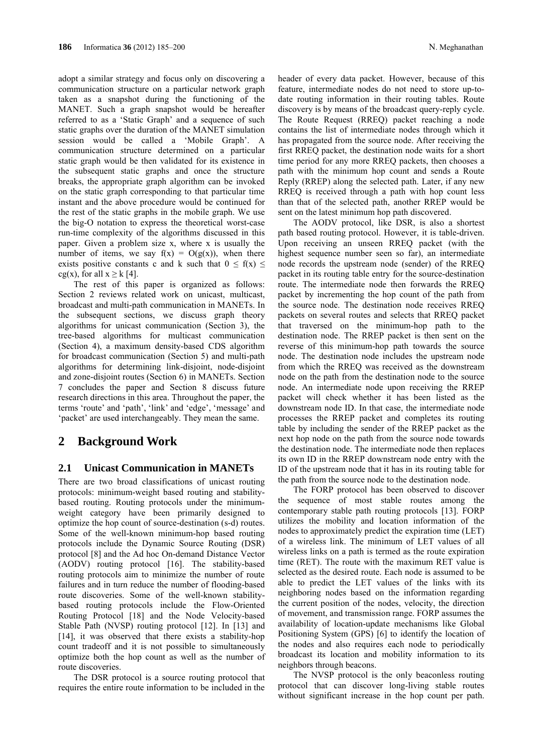adopt a similar strategy and focus only on discovering a communication structure on a particular network graph taken as a snapshot during the functioning of the MANET. Such a graph snapshot would be hereafter referred to as a 'Static Graph' and a sequence of such static graphs over the duration of the MANET simulation session would be called a 'Mobile Graph'. A communication structure determined on a particular static graph would be then validated for its existence in the subsequent static graphs and once the structure breaks, the appropriate graph algorithm can be invoked on the static graph corresponding to that particular time instant and the above procedure would be continued for the rest of the static graphs in the mobile graph. We use the big-O notation to express the theoretical worst-case run-time complexity of the algorithms discussed in this paper. Given a problem size x, where x is usually the number of items, we say $f(x) = O(g(x))$, when there exists positive constants c and k such that $0 \leq f(x) \leq cg(x)$, for all $x \geq k$ [4].

The rest of this paper is organized as follows: Section 2 reviews related work on unicast, multicast, broadcast and multi-path communication in MANETs. In the subsequent sections, we discuss graph theory algorithms for unicast communication (Section 3), the tree-based algorithms for multicast communication (Section 4), a maximum density-based CDS algorithm for broadcast communication (Section 5) and multi-path algorithms for determining link-disjoint, node-disjoint and zone-disjoint routes (Section 6) in MANETs. Section 7 concludes the paper and Section 8 discuss future research directions in this area. Throughout the paper, the terms 'route' and 'path', 'link' and 'edge', 'message' and 'packet' are used interchangeably. They mean the same.

# 2 Background Work

## 2.1 Unicast Communication in MANETs

There are two broad classifications of unicast routing protocols: minimum-weight based routing and stability-based routing. Routing protocols under the minimum-weight category have been primarily designed to optimize the hop count of source-destination (s-d) routes. Some of the well-known minimum-hop based routing protocols include the Dynamic Source Routing (DSR) protocol [8] and the Ad hoc On-demand Distance Vector (AODV) routing protocol [16]. The stability-based routing protocols aim to minimize the number of route failures and in turn reduce the number of flooding-based route discoveries. Some of the well-known stability-based routing protocols include the Flow-Oriented Routing Protocol [18] and the Node Velocity-based Stable Path (NVSP) routing protocol [12]. In [13] and [14], it was observed that there exists a stability-hop count tradeoff and it is not possible to simultaneously optimize both the hop count as well as the number of route discoveries.

The DSR protocol is a source routing protocol that requires the entire route information to be included in the header of every data packet. However, because of this feature, intermediate nodes do not need to store up-to-date routing information in their routing tables. Route discovery is by means of the broadcast query-reply cycle. The Route Request (RREQ) packet reaching a node contains the list of intermediate nodes through which it has propagated from the source node. After receiving the first RREQ packet, the destination node waits for a short time period for any more RREQ packets, then chooses a path with the minimum hop count and sends a Route Reply (RREP) along the selected path. Later, if any new RREQ is received through a path with hop count less than that of the selected path, another RREP would be sent on the latest minimum hop path discovered.

The AODV protocol, like DSR, is also a shortest path based routing protocol. However, it is table-driven. Upon receiving an unseen RREQ packet (with the highest sequence number seen so far), an intermediate node records the upstream node (sender) of the RREQ packet in its routing table entry for the source-destination route. The intermediate node then forwards the RREQ packet by incrementing the hop count of the path from the source node. The destination node receives RREQ packets on several routes and selects that RREQ packet that traversed on the minimum-hop path to the destination node. The RREP packet is then sent on the reverse of this minimum-hop path towards the source node. The destination node includes the upstream node from which the RREQ was received as the downstream node on the path from the destination node to the source node. An intermediate node upon receiving the RREP packet will check whether it has been listed as the downstream node ID. In that case, the intermediate node processes the RREP packet and completes its routing table by including the sender of the RREP packet as the next hop node on the path from the source node towards the destination node. The intermediate node then replaces its own ID in the RREP downstream node entry with the ID of the upstream node that it has in its routing table for the path from the source node to the destination node.

The FORP protocol has been observed to discover the sequence of most stable routes among the contemporary stable path routing protocols [13]. FORP utilizes the mobility and location information of the nodes to approximately predict the expiration time (LET) of a wireless link. The minimum of LET values of all wireless links on a path is termed as the route expiration time (RET). The route with the maximum RET value is selected as the desired route. Each node is assumed to be able to predict the LET values of the links with its neighboring nodes based on the information regarding the current position of the nodes, velocity, the direction of movement, and transmission range. FORP assumes the availability of location-update mechanisms like Global Positioning System (GPS) [6] to identify the location of the nodes and also requires each node to periodically broadcast its location and mobility information to its neighbors through beacons.

The NVSP protocol is the only beaconless routing protocol that can discover long-living stable routes without significant increase in the hop count per path.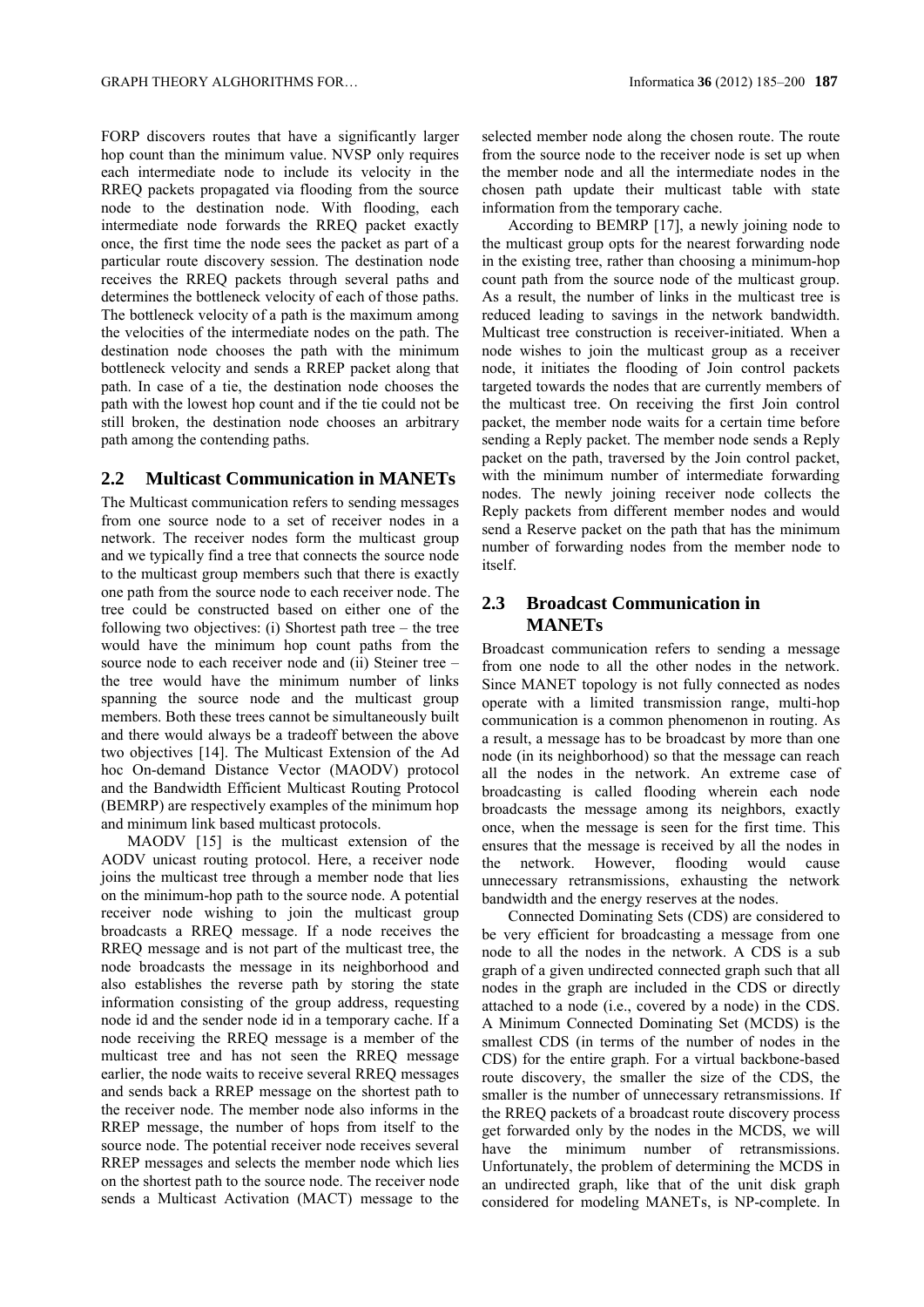FORP discovers routes that have a significantly larger hop count than the minimum value. NVSP only requires each intermediate node to include its velocity in the RREQ packets propagated via flooding from the source node to the destination node. With flooding, each intermediate node forwards the RREQ packet exactly once, the first time the node sees the packet as part of a particular route discovery session. The destination node receives the RREQ packets through several paths and determines the bottleneck velocity of each of those paths. The bottleneck velocity of a path is the maximum among the velocities of the intermediate nodes on the path. The destination node chooses the path with the minimum bottleneck velocity and sends a RREP packet along that path. In case of a tie, the destination node chooses the path with the lowest hop count and if the tie could not be still broken, the destination node chooses an arbitrary path among the contending paths.

## 2.2 Multicast Communication in MANETs

The Multicast communication refers to sending messages from one source node to a set of receiver nodes in a network. The receiver nodes form the multicast group and we typically find a tree that connects the source node to the multicast group members such that there is exactly one path from the source node to each receiver node. The tree could be constructed based on either one of the following two objectives: (i) Shortest path tree – the tree would have the minimum hop count paths from the source node to each receiver node and (ii) Steiner tree – the tree would have the minimum number of links spanning the source node and the multicast group members. Both these trees cannot be simultaneously built and there would always be a tradeoff between the above two objectives [14]. The Multicast Extension of the Ad hoc On-demand Distance Vector (MAODV) protocol and the Bandwidth Efficient Multicast Routing Protocol (BEMRP) are respectively examples of the minimum hop and minimum link based multicast protocols.

MAODV [15] is the multicast extension of the AODV unicast routing protocol. Here, a receiver node joins the multicast tree through a member node that lies on the minimum-hop path to the source node. A potential receiver node wishing to join the multicast group broadcasts a RREQ message. If a node receives the RREQ message and is not part of the multicast tree, the node broadcasts the message in its neighborhood and also establishes the reverse path by storing the state information consisting of the group address, requesting node id and the sender node id in a temporary cache. If a node receiving the RREQ message is a member of the multicast tree and has not seen the RREQ message earlier, the node waits to receive several RREQ messages and sends back a RREP message on the shortest path to the receiver node. The member node also informs in the RREP message, the number of hops from itself to the source node. The potential receiver node receives several RREP messages and selects the member node which lies on the shortest path to the source node. The receiver node sends a Multicast Activation (MACT) message to the selected member node along the chosen route. The route from the source node to the receiver node is set up when the member node and all the intermediate nodes in the chosen path update their multicast table with state information from the temporary cache.

According to BEMRP [17], a newly joining node to the multicast group opts for the nearest forwarding node in the existing tree, rather than choosing a minimum-hop count path from the source node of the multicast group. As a result, the number of links in the multicast tree is reduced leading to savings in the network bandwidth. Multicast tree construction is receiver-initiated. When a node wishes to join the multicast group as a receiver node, it initiates the flooding of Join control packets targeted towards the nodes that are currently members of the multicast tree. On receiving the first Join control packet, the member node waits for a certain time before sending a Reply packet. The member node sends a Reply packet on the path, traversed by the Join control packet, with the minimum number of intermediate forwarding nodes. The newly joining receiver node collects the Reply packets from different member nodes and would send a Reserve packet on the path that has the minimum number of forwarding nodes from the member node to itself.

## 2.3 Broadcast Communication in MANETs

Broadcast communication refers to sending a message from one node to all the other nodes in the network. Since MANET topology is not fully connected as nodes operate with a limited transmission range, multi-hop communication is a common phenomenon in routing. As a result, a message has to be broadcast by more than one node (in its neighborhood) so that the message can reach all the nodes in the network. An extreme case of broadcasting is called flooding wherein each node broadcasts the message among its neighbors, exactly once, when the message is seen for the first time. This ensures that the message is received by all the nodes in the network. However, flooding would cause unnecessary retransmissions, exhausting the network bandwidth and the energy reserves at the nodes.

Connected Dominating Sets (CDS) are considered to be very efficient for broadcasting a message from one node to all the nodes in the network. A CDS is a sub graph of a given undirected connected graph such that all nodes in the graph are included in the CDS or directly attached to a node (i.e., covered by a node) in the CDS. A Minimum Connected Dominating Set (MCDS) is the smallest CDS (in terms of the number of nodes in the CDS) for the entire graph. For a virtual backbone-based route discovery, the smaller the size of the CDS, the smaller is the number of unnecessary retransmissions. If the RREQ packets of a broadcast route discovery process get forwarded only by the nodes in the MCDS, we will have the minimum number of retransmissions. Unfortunately, the problem of determining the MCDS in an undirected graph, like that of the unit disk graph considered for modeling MANETs, is NP-complete. In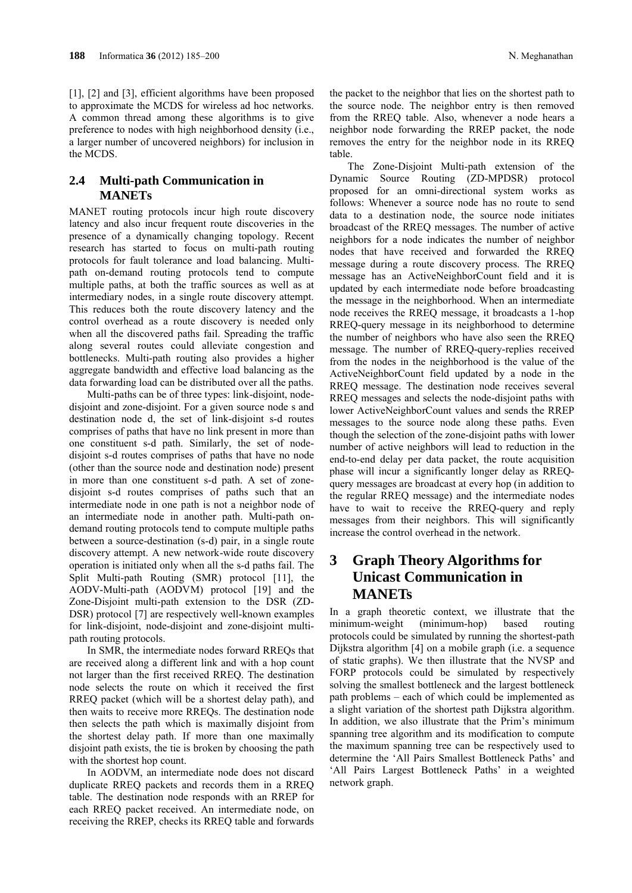[1], [2] and [3], efficient algorithms have been proposed to approximate the MCDS for wireless ad hoc networks. A common thread among these algorithms is to give preference to nodes with high neighborhood density (i.e., a larger number of uncovered neighbors) for inclusion in the MCDS.

## 2.4 Multi-path Communication in MANETs

MANET routing protocols incur high route discovery latency and also incur frequent route discoveries in the presence of a dynamically changing topology. Recent research has started to focus on multi-path routing protocols for fault tolerance and load balancing. Multi-path on-demand routing protocols tend to compute multiple paths, at both the traffic sources as well as at intermediary nodes, in a single route discovery attempt. This reduces both the route discovery latency and the control overhead as a route discovery is needed only when all the discovered paths fail. Spreading the traffic along several routes could alleviate congestion and bottlenecks. Multi-path routing also provides a higher aggregate bandwidth and effective load balancing as the data forwarding load can be distributed over all the paths.

Multi-paths can be of three types: link-disjoint, node-disjoint and zone-disjoint. For a given source node s and destination node d, the set of link-disjoint s-d routes comprises of paths that have no link present in more than one constituent s-d path. Similarly, the set of node-disjoint s-d routes comprises of paths that have no node (other than the source node and destination node) present in more than one constituent s-d path. A set of zone-disjoint s-d routes comprises of paths such that an intermediate node in one path is not a neighbor node of an intermediate node in another path. Multi-path on-demand routing protocols tend to compute multiple paths between a source-destination (s-d) pair, in a single route discovery attempt. A new network-wide route discovery operation is initiated only when all the s-d paths fail. The Split Multi-path Routing (SMR) protocol [11], the AODV-Multi-path (AODVM) protocol [19] and the Zone-Disjoint multi-path extension to the DSR (ZD-DSR) protocol [7] are respectively well-known examples for link-disjoint, node-disjoint and zone-disjoint multi-path routing protocols.

In SMR, the intermediate nodes forward RREQs that are received along a different link and with a hop count not larger than the first received RREQ. The destination node selects the route on which it received the first RREQ packet (which will be a shortest delay path), and then waits to receive more RREQs. The destination node then selects the path which is maximally disjoint from the shortest delay path. If more than one maximally disjoint path exists, the tie is broken by choosing the path with the shortest hop count.

In AODVM, an intermediate node does not discard duplicate RREQ packets and records them in a RREQ table. The destination node responds with an RREP for each RREQ packet received. An intermediate node, on receiving the RREP, checks its RREQ table and forwards the packet to the neighbor that lies on the shortest path to the source node. The neighbor entry is then removed from the RREQ table. Also, whenever a node hears a neighbor node forwarding the RREP packet, the node removes the entry for the neighbor node in its RREQ table.

The Zone-Disjoint Multi-path extension of the Dynamic Source Routing (ZD-MPDSR) protocol proposed for an omni-directional system works as follows: Whenever a source node has no route to send data to a destination node, the source node initiates broadcast of the RREQ messages. The number of active neighbors for a node indicates the number of neighbor nodes that have received and forwarded the RREQ message during a route discovery process. The RREQ message has an ActiveNeighborCount field and it is updated by each intermediate node before broadcasting the message in the neighborhood. When an intermediate node receives the RREQ message, it broadcasts a 1-hop RREQ-query message in its neighborhood to determine the number of neighbors who have also seen the RREQ message. The number of RREQ-query-replies received from the nodes in the neighborhood is the value of the ActiveNeighborCount field updated by a node in the RREQ message. The destination node receives several RREQ messages and selects the node-disjoint paths with lower ActiveNeighborCount values and sends the RREP messages to the source node along these paths. Even though the selection of the zone-disjoint paths with lower number of active neighbors will lead to reduction in the end-to-end delay per data packet, the route acquisition phase will incur a significantly longer delay as RREQ-query messages are broadcast at every hop (in addition to the regular RREQ message) and the intermediate nodes have to wait to receive the RREQ-query and reply messages from their neighbors. This will significantly increase the control overhead in the network.

# 3 Graph Theory Algorithms for Unicast Communication in MANETs

In a graph theoretic context, we illustrate that the minimum-weight (minimum-hop) based routing protocols could be simulated by running the shortest-path Dijkstra algorithm [4] on a mobile graph (i.e. a sequence of static graphs). We then illustrate that the NVSP and FORP protocols could be simulated by respectively solving the smallest bottleneck and the largest bottleneck path problems – each of which could be implemented as a slight variation of the shortest path Dijkstra algorithm. In addition, we also illustrate that the Prim's minimum spanning tree algorithm and its modification to compute the maximum spanning tree can be respectively used to determine the 'All Pairs Smallest Bottleneck Paths' and 'All Pairs Largest Bottleneck Paths' in a weighted network graph.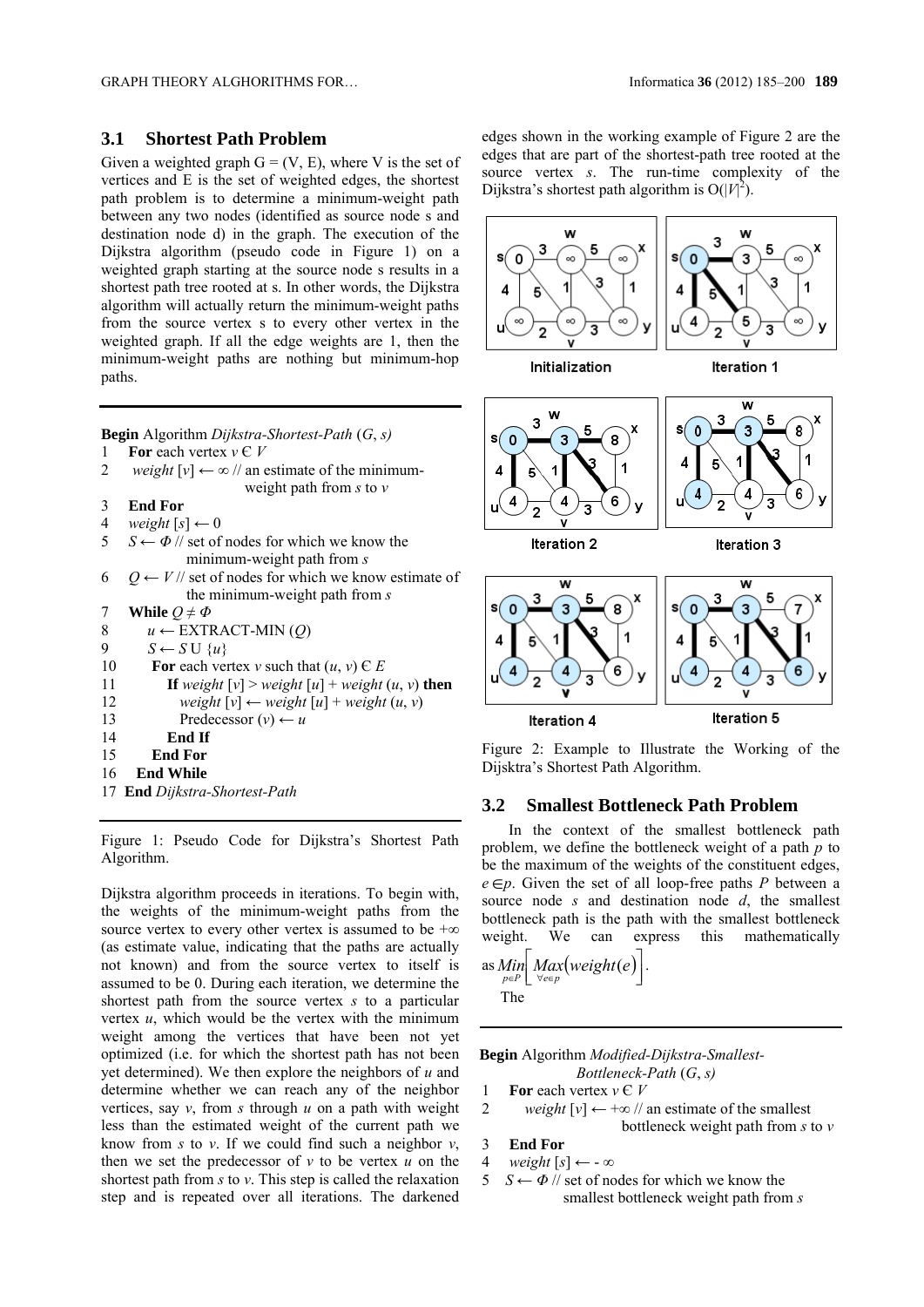## 3.1 Shortest Path Problem

Given a weighted graph G = (V, E), where V is the set of vertices and E is the set of weighted edges, the shortest path problem is to determine a minimum-weight path between any two nodes (identified as source node s and destination node d) in the graph. The execution of the Dijkstra algorithm (pseudo code in Figure 1) on a weighted graph starting at the source node s results in a shortest path tree rooted at s. In other words, the Dijkstra algorithm will actually return the minimum-weight paths from the source vertex s to every other vertex in the weighted graph. If all the edge weights are 1, then the minimum-weight paths are nothing but minimum-hop paths.

```
Begin Algorithm Dijkstra-Shortest-Path (G, s)
1   For each vertex v Є V
2     weight [v] ← ∞ // an estimate of the minimum-
                      weight path from s to v
3   End For
4   weight [s] ← 0
5   S ← Φ // set of nodes for which we know the
            minimum-weight path from s
6   Q ← V // set of nodes for which we know estimate of
            the minimum-weight path from s
7   While Q ≠ Φ
8     u ← EXTRACT-MIN (Q)
9     S ← S U {u}
10    For each vertex v such that (u, v) Є E
11      If weight [v] > weight [u] + weight (u, v) then
12        weight [v] ← weight [u] + weight (u, v)
13        Predecessor (v) ← u
14      End If
15    End For
16  End While
17 End Dijkstra-Shortest-Path
```

Figure 1: Pseudo Code for Dijkstra's Shortest Path Algorithm.

Dijkstra algorithm proceeds in iterations. To begin with, the weights of the minimum-weight paths from the source vertex to every other vertex is assumed to be +∞ (as estimate value, indicating that the paths are actually not known) and from the source vertex to itself is assumed to be 0. During each iteration, we determine the shortest path from the source vertex to a particular vertex *u*, which would be the vertex with the minimum weight among the vertices that have been not yet optimized (i.e. for which the shortest path has not been yet determined). We then explore the neighbors of *u* and determine whether we can reach any of the neighbor vertices, say *v*, from *s* through *u* on a path with weight less than the estimated weight of the current path we know from *s* to *v*. If we could find such a neighbor *v*, then we set the predecessor of *v* to be vertex *u* on the shortest path from *s* to *v*. This step is called the relaxation step and is repeated over all iterations. The darkened edges shown in the working example of Figure 2 are the edges that are part of the shortest-path tree rooted at the source vertex *s*. The run-time complexity of the Dijkstra's shortest path algorithm is $O(|V|^2)$.

Figure 2: Example to Illustrate the Working of the Dijsktra's Shortest Path Algorithm.

## 3.2 Smallest Bottleneck Path Problem

In the context of the smallest bottleneck path problem, we define the bottleneck weight of a path *p* to be the maximum of the weights of the constituent edges, $e \in p$. Given the set of all loop-free paths *P* between a source node *s* and destination node *d*, the smallest bottleneck path is the path with the smallest bottleneck weight. We can express this mathematically as $\underset{p \in P}{Min}\left[\underset{\forall e \in p}{Max}\left(weight(e)\right)\right]$.

The

```
Begin Algorithm Modified-Dijkstra-Smallest-
                Bottleneck-Path (G, s)
1   For each vertex v Є V
2     weight [v] ← +∞ // an estimate of the smallest
                        bottleneck weight path from s to v
3   End For
4   weight [s] ← - ∞
5   S ← Φ // set of nodes for which we know the
            smallest bottleneck weight path from s
```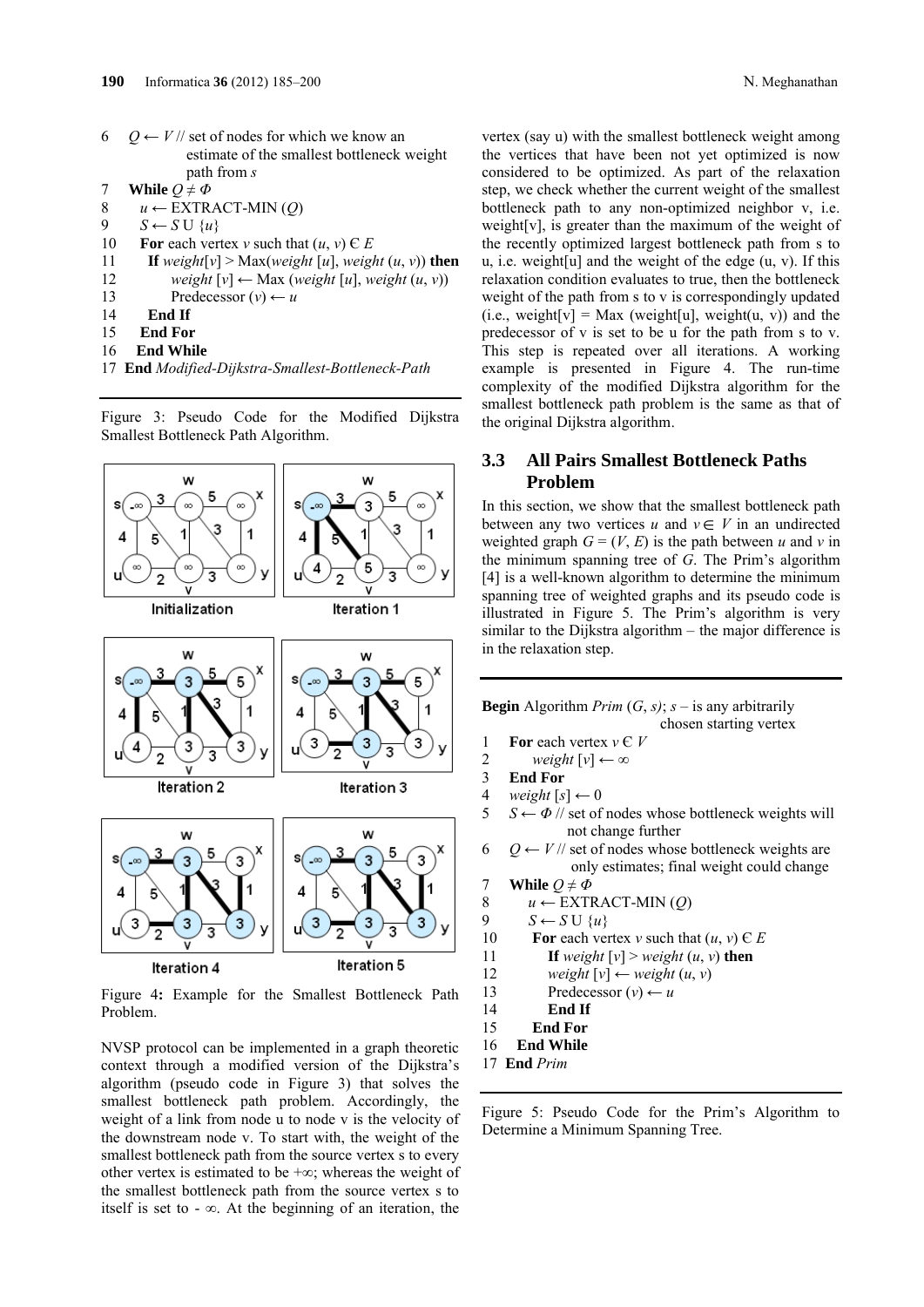```
6   Q ← V // set of nodes for which we know an
           estimate of the smallest bottleneck weight
           path from s
7   While Q ≠ Φ
8     u ← EXTRACT-MIN (Q)
9     S ← S U {u}
10    For each vertex v such that (u, v) Є E
11      If weight[v] > Max(weight [u], weight (u, v)) then
12        weight [v] ← Max (weight [u], weight (u, v))
13        Predecessor (v) ← u
14      End If
15    End For
16  End While
17 End Modified-Dijkstra-Smallest-Bottleneck-Path
```

Figure 3: Pseudo Code for the Modified Dijkstra Smallest Bottleneck Path Algorithm.

Figure 4: Example for the Smallest Bottleneck Path Problem.

NVSP protocol can be implemented in a graph theoretic context through a modified version of the Dijkstra's algorithm (pseudo code in Figure 3) that solves the smallest bottleneck path problem. Accordingly, the weight of a link from node u to node v is the velocity of the downstream node v. To start with, the weight of the smallest bottleneck path from the source vertex s to every other vertex is estimated to be $+\infty$; whereas the weight of the smallest bottleneck path from the source vertex s to itself is set to $-\infty$. At the beginning of an iteration, the vertex (say u) with the smallest bottleneck weight among the vertices that have been not yet optimized is now considered to be optimized. As part of the relaxation step, we check whether the current weight of the smallest bottleneck path to any non-optimized neighbor v, i.e. weight[v], is greater than the maximum of the weight of the recently optimized largest bottleneck path from s to u, i.e. weight[u] and the weight of the edge (u, v). If this relaxation condition evaluates to true, then the bottleneck weight of the path from s to v is correspondingly updated (i.e., weight[v] = Max (weight[u], weight(u, v)) and the predecessor of v is set to be u for the path from s to v. This step is repeated over all iterations. A working example is presented in Figure 4. The run-time complexity of the modified Dijkstra algorithm for the smallest bottleneck path problem is the same as that of the original Dijkstra algorithm.

## 3.3 All Pairs Smallest Bottleneck Paths Problem

In this section, we show that the smallest bottleneck path between any two vertices $u$ and $v \in V$ in an undirected weighted graph $G = (V, E)$ is the path between $u$ and $v$ in the minimum spanning tree of $G$. The Prim's algorithm [4] is a well-known algorithm to determine the minimum spanning tree of weighted graphs and its pseudo code is illustrated in Figure 5. The Prim's algorithm is very similar to the Dijkstra algorithm – the major difference is in the relaxation step.

```
Begin Algorithm Prim (G, s); s – is any arbitrarily
                            chosen starting vertex
1   For each vertex v Є V
2       weight [v] ← ∞
3   End For
4   weight [s] ← 0
5   S ← Φ // set of nodes whose bottleneck weights will
             not change further
6   Q ← V // set of nodes whose bottleneck weights are
             only estimates; final weight could change
7   While Q ≠ Φ
8     u ← EXTRACT-MIN (Q)
9     S ← S U {u}
10    For each vertex v such that (u, v) Є E
11      If weight [v] > weight (u, v) then
12        weight [v] ← weight (u, v)
13        Predecessor (v) ← u
14      End If
15    End For
16  End While
17 End Prim
```

Figure 5: Pseudo Code for the Prim's Algorithm to Determine a Minimum Spanning Tree.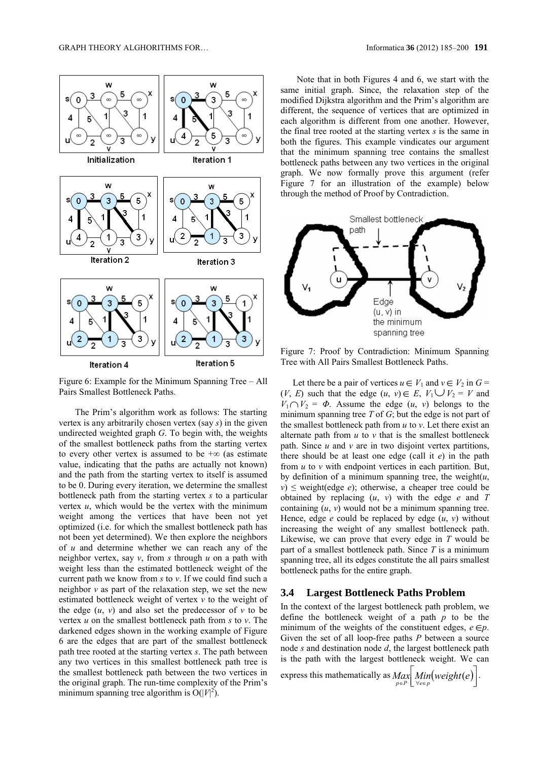Figure 6: Example for the Minimum Spanning Tree – All Pairs Smallest Bottleneck Paths.

The Prim's algorithm work as follows: The starting vertex is any arbitrarily chosen vertex (say *s*) in the given undirected weighted graph *G*. To begin with, the weights of the smallest bottleneck paths from the starting vertex to every other vertex is assumed to be $+\infty$ (as estimate value, indicating that the paths are actually not known) and the path from the starting vertex to itself is assumed to be 0. During every iteration, we determine the smallest bottleneck path from the starting vertex *s* to a particular vertex *u*, which would be the vertex with the minimum weight among the vertices that have been not yet optimized (i.e. for which the smallest bottleneck path has not been yet determined). We then explore the neighbors of *u* and determine whether we can reach any of the neighbor vertex, say *v*, from *s* through *u* on a path with weight less than the estimated bottleneck weight of the current path we know from *s* to *v*. If we could find such a neighbor *v* as part of the relaxation step, we set the new estimated bottleneck weight of vertex *v* to the weight of the edge (*u*, *v*) and also set the predecessor of *v* to be vertex *u* on the smallest bottleneck path from *s* to *v*. The darkened edges shown in the working example of Figure 6 are the edges that are part of the smallest bottleneck path tree rooted at the starting vertex *s*. The path between any two vertices in this smallest bottleneck path tree is the smallest bottleneck path between the two vertices in the original graph. The run-time complexity of the Prim's minimum spanning tree algorithm is $O(|V|^2)$.

Note that in both Figures 4 and 6, we start with the same initial graph. Since, the relaxation step of the modified Dijkstra algorithm and the Prim's algorithm are different, the sequence of vertices that are optimized in each algorithm is different from one another. However, the final tree rooted at the starting vertex *s* is the same in both the figures. This example vindicates our argument that the minimum spanning tree contains the smallest bottleneck paths between any two vertices in the original graph. We now formally prove this argument (refer Figure 7 for an illustration of the example) below through the method of Proof by Contradiction.

Figure 7: Proof by Contradiction: Minimum Spanning Tree with All Pairs Smallest Bottleneck Paths.

Let there be a pair of vertices $u \in V_1$ and $v \in V_2$ in $G = (V, E)$ such that the edge $(u, v) \in E$, $V_1 \cup V_2 = V$ and $V_1 \cap V_2 = \Phi$. Assume the edge (*u*, *v*) belongs to the minimum spanning tree *T* of *G*; but the edge is not part of the smallest bottleneck path from *u* to *v*. Let there exist an alternate path from *u* to *v* that is the smallest bottleneck path. Since *u* and *v* are in two disjoint vertex partitions, there should be at least one edge (call it *e*) in the path from *u* to *v* with endpoint vertices in each partition. But, by definition of a minimum spanning tree, the weight($u$, $v$) $\leq$ weight(edge *e*); otherwise, a cheaper tree could be obtained by replacing (*u*, *v*) with the edge *e* and *T* containing (*u*, *v*) would not be a minimum spanning tree. Hence, edge *e* could be replaced by edge (*u*, *v*) without increasing the weight of any smallest bottleneck path. Likewise, we can prove that every edge in *T* would be part of a smallest bottleneck path. Since *T* is a minimum spanning tree, all its edges constitute the all pairs smallest bottleneck paths for the entire graph.

### 3.4 Largest Bottleneck Paths Problem

In the context of the largest bottleneck path problem, we define the bottleneck weight of a path *p* to be the minimum of the weights of the constituent edges, $e \in p$. Given the set of all loop-free paths *P* between a source node *s* and destination node *d*, the largest bottleneck path is the path with the largest bottleneck weight. We can express this mathematically as $\underset{p \in P}{Max}\left[\underset{\forall e \in p}{Min}(weight(e))\right]$.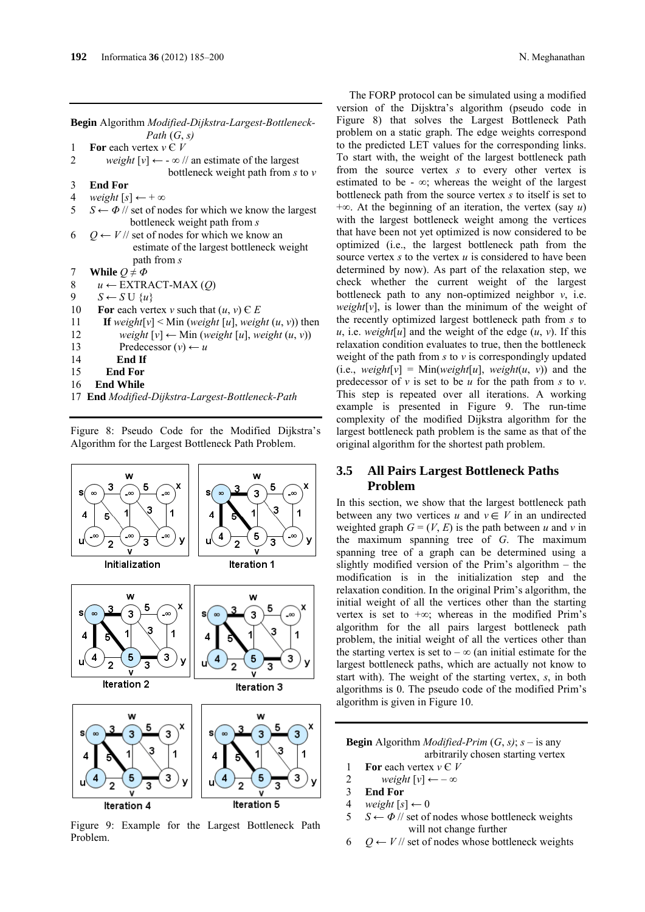```
Begin Algorithm Modified-Dijkstra-Largest-Bottleneck-Path (G, s)
1   For each vertex v Є V
2       weight [v] ← - ∞ // an estimate of the largest
                         bottleneck weight path from s to v
3   End For
4   weight [s] ← + ∞
5   S ← Φ // set of nodes for which we know the largest
             bottleneck weight path from s
6   Q ← V // set of nodes for which we know an
             estimate of the largest bottleneck weight
             path from s
7   While Q ≠ Φ
8     u ← EXTRACT-MAX (Q)
9     S ← S U {u}
10    For each vertex v such that (u, v) Є E
11      If weight[v] < Min (weight [u], weight (u, v)) then
12          weight [v] ← Min (weight [u], weight (u, v))
13          Predecessor (v) ← u
14      End If
15    End For
16  End While
17 End Modified-Dijkstra-Largest-Bottleneck-Path
```

Figure 8: Pseudo Code for the Modified Dijkstra's Algorithm for the Largest Bottleneck Path Problem.

Figure 9: Example for the Largest Bottleneck Path Problem.

The FORP protocol can be simulated using a modified version of the Dijsktra's algorithm (pseudo code in Figure 8) that solves the Largest Bottleneck Path problem on a static graph. The edge weights correspond to the predicted LET values for the corresponding links. To start with, the weight of the largest bottleneck path from the source vertex *s* to every other vertex is estimated to be $-\infty$; whereas the weight of the largest bottleneck path from the source vertex *s* to itself is set to $+\infty$. At the beginning of an iteration, the vertex (say *u*) with the largest bottleneck weight among the vertices that have been not yet optimized is now considered to be optimized (i.e., the largest bottleneck path from the source vertex *s* to the vertex *u* is considered to have been determined by now). As part of the relaxation step, we check whether the current weight of the largest bottleneck path to any non-optimized neighbor *v*, i.e. *weight*[*v*], is lower than the minimum of the weight of the recently optimized largest bottleneck path from *s* to *u*, i.e. *weight*[*u*] and the weight of the edge (*u*, *v*). If this relaxation condition evaluates to true, then the bottleneck weight of the path from *s* to *v* is correspondingly updated (i.e., *weight*[*v*] = Min(*weight*[*u*], *weight*(*u*, *v*)) and the predecessor of *v* is set to be *u* for the path from *s* to *v*. This step is repeated over all iterations. A working example is presented in Figure 9. The run-time complexity of the modified Dijkstra algorithm for the largest bottleneck path problem is the same as that of the original algorithm for the shortest path problem.

## 3.5 All Pairs Largest Bottleneck Paths Problem

In this section, we show that the largest bottleneck path between any two vertices *u* and $v \in V$ in an undirected weighted graph $G = (V, E)$ is the path between *u* and *v* in the maximum spanning tree of *G*. The maximum spanning tree of a graph can be determined using a slightly modified version of the Prim's algorithm – the modification is in the initialization step and the relaxation condition. In the original Prim's algorithm, the initial weight of all the vertices other than the starting vertex is set to $+\infty$; whereas in the modified Prim's algorithm for the all pairs largest bottleneck path problem, the initial weight of all the vertices other than the starting vertex is set to $-\infty$ (an initial estimate for the largest bottleneck paths, which are actually not know to start with). The weight of the starting vertex, *s*, in both algorithms is 0. The pseudo code of the modified Prim's algorithm is given in Figure 10.

```
Begin Algorithm Modified-Prim (G, s); s – is any
                arbitrarily chosen starting vertex
1   For each vertex v Є V
2       weight [v] ← – ∞
3   End For
4   weight [s] ← 0
5   S ← Φ // set of nodes whose bottleneck weights
             will not change further
6   Q ← V // set of nodes whose bottleneck weights
```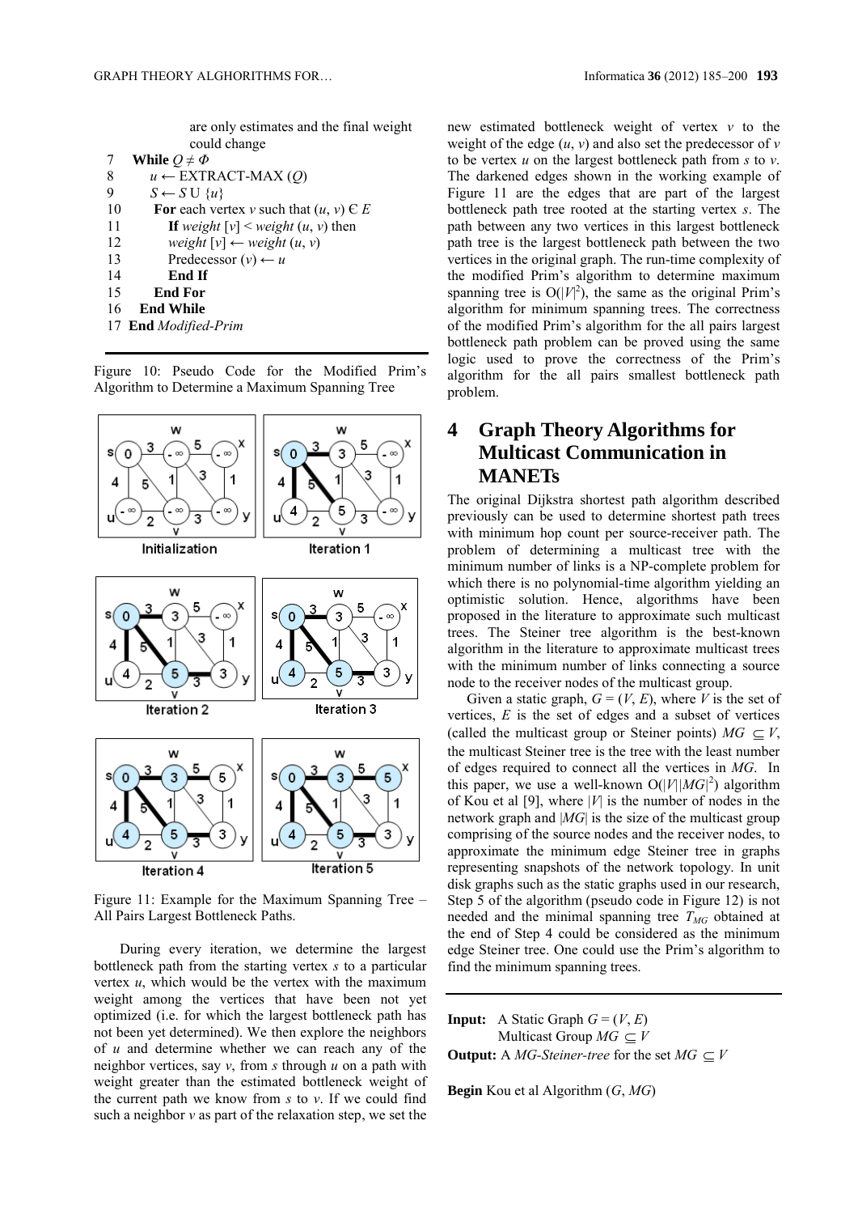are only estimates and the final weight could change

```
7    While Q ≠ Φ
8       u ← EXTRACT-MAX (Q)
9       S ← S U {u}
10      For each vertex v such that (u, v) Є E
11         If weight [v] < weight (u, v) then
12         weight [v] ← weight (u, v)
13         Predecessor (v) ← u
14         End If
15      End For
16   End While
17 End Modified-Prim
```

Figure 10: Pseudo Code for the Modified Prim's Algorithm to Determine a Maximum Spanning Tree

Figure 11: Example for the Maximum Spanning Tree – All Pairs Largest Bottleneck Paths.

During every iteration, we determine the largest bottleneck path from the starting vertex *s* to a particular vertex *u*, which would be the vertex with the maximum weight among the vertices that have been not yet optimized (i.e. for which the largest bottleneck path has not been yet determined). We then explore the neighbors of *u* and determine whether we can reach any of the neighbor vertices, say *v*, from *s* through *u* on a path with weight greater than the estimated bottleneck weight of the current path we know from *s* to *v*. If we could find such a neighbor *v* as part of the relaxation step, we set the new estimated bottleneck weight of vertex *v* to the weight of the edge (*u*, *v*) and also set the predecessor of *v* to be vertex *u* on the largest bottleneck path from *s* to *v*. The darkened edges shown in the working example of Figure 11 are the edges that are part of the largest bottleneck path tree rooted at the starting vertex *s*. The path between any two vertices in this largest bottleneck path tree is the largest bottleneck path between the two vertices in the original graph. The run-time complexity of the modified Prim's algorithm to determine maximum spanning tree is $O(|V|^2)$, the same as the original Prim's algorithm for minimum spanning trees. The correctness of the modified Prim's algorithm for the all pairs largest bottleneck path problem can be proved using the same logic used to prove the correctness of the Prim's algorithm for the all pairs smallest bottleneck path problem.

# 4 Graph Theory Algorithms for Multicast Communication in MANETs

The original Dijkstra shortest path algorithm described previously can be used to determine shortest path trees with minimum hop count per source-receiver path. The problem of determining a multicast tree with the minimum number of links is a NP-complete problem for which there is no polynomial-time algorithm yielding an optimistic solution. Hence, algorithms have been proposed in the literature to approximate such multicast trees. The Steiner tree algorithm is the best-known algorithm in the literature to approximate multicast trees with the minimum number of links connecting a source node to the receiver nodes of the multicast group.

Given a static graph, $G = (V, E)$, where $V$ is the set of vertices, $E$ is the set of edges and a subset of vertices (called the multicast group or Steiner points) $MG \subseteq V$, the multicast Steiner tree is the tree with the least number of edges required to connect all the vertices in *MG*. In this paper, we use a well-known $O(|V||MG|^2)$ algorithm of Kou et al [9], where $|V|$ is the number of nodes in the network graph and $|MG|$ is the size of the multicast group comprising of the source nodes and the receiver nodes, to approximate the minimum edge Steiner tree in graphs representing snapshots of the network topology. In unit disk graphs such as the static graphs used in our research, Step 5 of the algorithm (pseudo code in Figure 12) is not needed and the minimal spanning tree $T_{MG}$ obtained at the end of Step 4 could be considered as the minimum edge Steiner tree. One could use the Prim's algorithm to find the minimum spanning trees.

**Input:** A Static Graph $G = (V, E)$
Multicast Group $MG \subseteq V$

**Output:** A *MG-Steiner-tree* for the set $MG \subseteq V$

**Begin** Kou et al Algorithm (*G*, *MG*)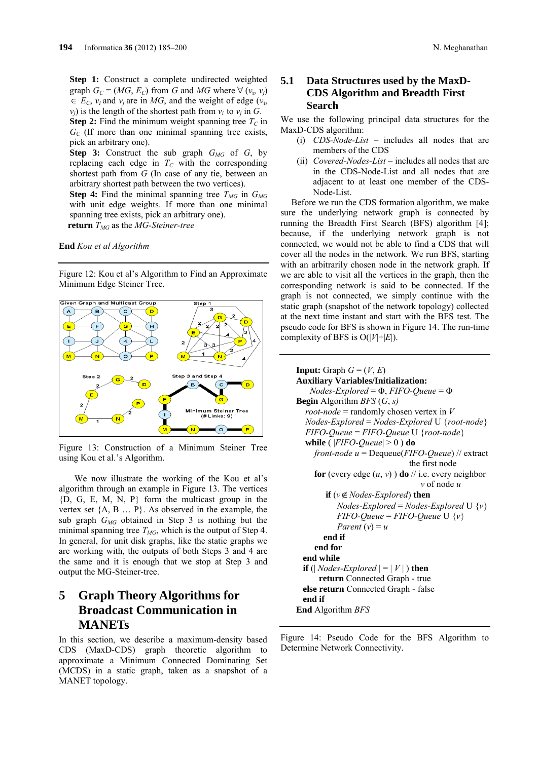**Step 1:** Construct a complete undirected weighted graph $G_C = (MG, E_C)$ from $G$ and $MG$ where $\forall (v_i, v_j) \in E_C$, $v_i$ and $v_j$ are in $MG$, and the weight of edge $(v_i, v_j)$ is the length of the shortest path from $v_i$ to $v_j$ in $G$.
**Step 2:** Find the minimum weight spanning tree $T_C$ in $G_C$ (If more than one minimal spanning tree exists, pick an arbitrary one).
**Step 3:** Construct the sub graph $G_{MG}$ of $G$, by replacing each edge in $T_C$ with the corresponding shortest path from $G$ (In case of any tie, between an arbitrary shortest path between the two vertices).
**Step 4:** Find the minimal spanning tree $T_{MG}$ in $G_{MG}$ with unit edge weights. If more than one minimal spanning tree exists, pick an arbitrary one).
**return** $T_{MG}$ as the *MG-Steiner-tree*

**End** *Kou et al Algorithm*

Figure 12: Kou et al's Algorithm to Find an Approximate Minimum Edge Steiner Tree.

Figure 13: Construction of a Minimum Steiner Tree using Kou et al.'s Algorithm.

We now illustrate the working of the Kou et al's algorithm through an example in Figure 13. The vertices {D, G, E, M, N, P} form the multicast group in the vertex set {A, B … P}. As observed in the example, the sub graph $G_{MG}$ obtained in Step 3 is nothing but the minimal spanning tree $T_{MG}$, which is the output of Step 4. In general, for unit disk graphs, like the static graphs we are working with, the outputs of both Steps 3 and 4 are the same and it is enough that we stop at Step 3 and output the MG-Steiner-tree.

# 5 Graph Theory Algorithms for Broadcast Communication in MANETs

In this section, we describe a maximum-density based CDS (MaxD-CDS) graph theoretic algorithm to approximate a Minimum Connected Dominating Set (MCDS) in a static graph, taken as a snapshot of a MANET topology.

## 5.1 Data Structures used by the MaxD-CDS Algorithm and Breadth First Search

We use the following principal data structures for the MaxD-CDS algorithm:

(i) *CDS-Node-List* – includes all nodes that are members of the CDS
(ii) *Covered-Nodes-List* – includes all nodes that are in the CDS-Node-List and all nodes that are adjacent to at least one member of the CDS-Node-List.

Before we run the CDS formation algorithm, we make sure the underlying network graph is connected by running the Breadth First Search (BFS) algorithm [4]; because, if the underlying network graph is not connected, we would not be able to find a CDS that will cover all the nodes in the network. We run BFS, starting with an arbitrarily chosen node in the network graph. If we are able to visit all the vertices in the graph, then the corresponding network is said to be connected. If the graph is not connected, we simply continue with the static graph (snapshot of the network topology) collected at the next time instant and start with the BFS test. The pseudo code for BFS is shown in Figure 14. The run-time complexity of BFS is O(|$V$|+|$E$|).

**Input:** Graph $G = (V, E)$
**Auxiliary Variables/Initialization:**
*Nodes-Explored* = Φ, *FIFO-Queue* = Φ
**Begin** Algorithm *BFS* ($G$, $s$)
*root-node* = randomly chosen vertex in $V$
*Nodes-Explored* = *Nodes-Explored* U {*root-node*}
*FIFO-Queue* = *FIFO-Queue* U {*root-node*}
**while** ( |*FIFO-Queue*| > 0 ) **do**
*front-node* $u$ = Dequeue(*FIFO-Queue*) // extract the first node
**for** (every edge ($u$, $v$) ) **do** // i.e. every neighbor $v$ of node $u$
**if** ($v \notin$ *Nodes-Explored*) **then**
*Nodes-Explored* = *Nodes-Explored* U {$v$}
*FIFO-Queue* = *FIFO-Queue* U {$v$}
*Parent* ($v$) = $u$
**end if**
**end for**
**end while**
**if** (| *Nodes-Explored* | = | $V$ | ) **then**
**return** Connected Graph - true
**else return** Connected Graph - false
**end if**
**End** Algorithm *BFS*

Figure 14: Pseudo Code for the BFS Algorithm to Determine Network Connectivity.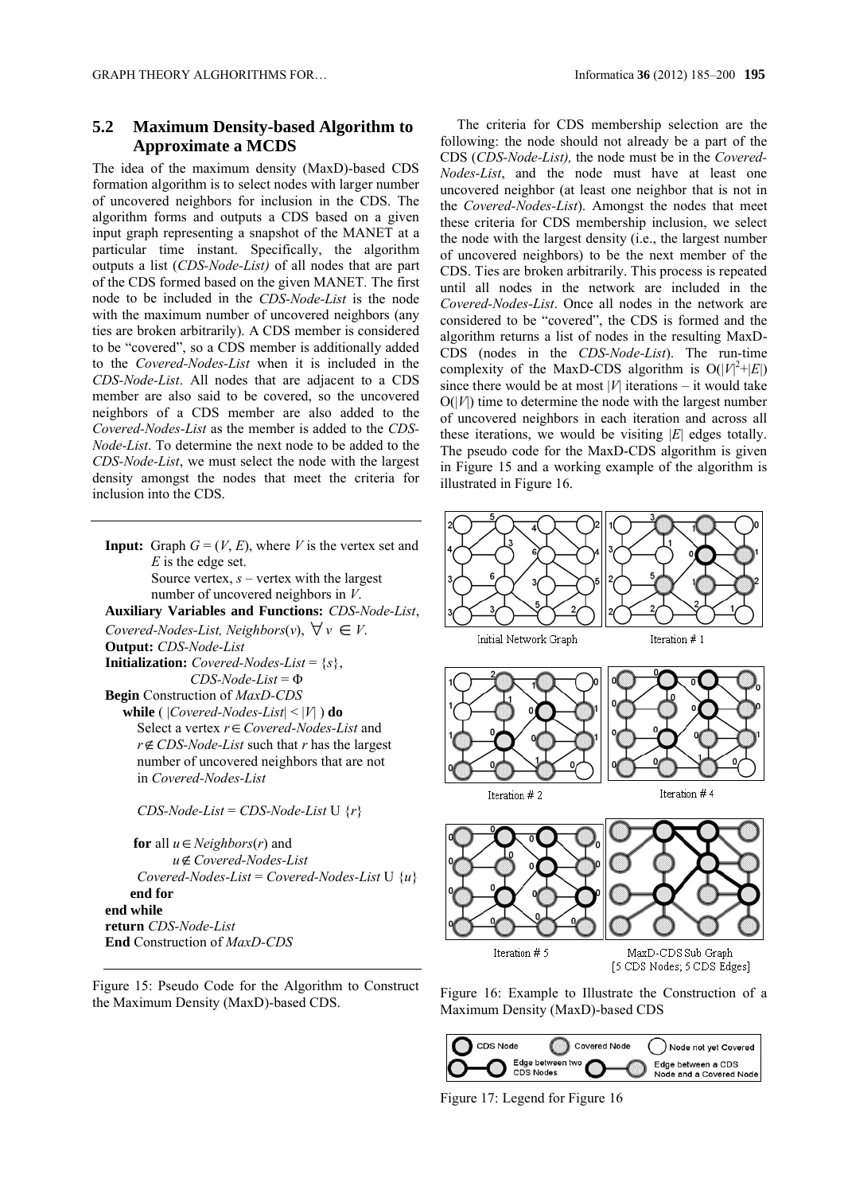## 5.2 Maximum Density-based Algorithm to Approximate a MCDS

The idea of the maximum density (MaxD)-based CDS formation algorithm is to select nodes with larger number of uncovered neighbors for inclusion in the CDS. The algorithm forms and outputs a CDS based on a given input graph representing a snapshot of the MANET at a particular time instant. Specifically, the algorithm outputs a list (*CDS-Node-List)* of all nodes that are part of the CDS formed based on the given MANET. The first node to be included in the *CDS-Node-List* is the node with the maximum number of uncovered neighbors (any ties are broken arbitrarily). A CDS member is considered to be "covered", so a CDS member is additionally added to the *Covered-Nodes-List* when it is included in the *CDS-Node-List*. All nodes that are adjacent to a CDS member are also said to be covered, so the uncovered neighbors of a CDS member are also added to the *Covered-Nodes-List* as the member is added to the *CDS-Node-List*. To determine the next node to be added to the *CDS-Node-List*, we must select the node with the largest density amongst the nodes that meet the criteria for inclusion into the CDS.

The criteria for CDS membership selection are the following: the node should not already be a part of the CDS (*CDS-Node-List),* the node must be in the *Covered-Nodes-List*, and the node must have at least one uncovered neighbor (at least one neighbor that is not in the *Covered-Nodes-List*). Amongst the nodes that meet these criteria for CDS membership inclusion, we select the node with the largest density (i.e., the largest number of uncovered neighbors) to be the next member of the CDS. Ties are broken arbitrarily. This process is repeated until all nodes in the network are included in the *Covered-Nodes-List*. Once all nodes in the network are considered to be "covered", the CDS is formed and the algorithm returns a list of nodes in the resulting MaxD-CDS (nodes in the *CDS-Node-List*). The run-time complexity of the MaxD-CDS algorithm is $O(|V|^2+|E|)$ since there would be at most $|V|$ iterations – it would take $O(|V|)$ time to determine the node with the largest number of uncovered neighbors in each iteration and across all these iterations, we would be visiting $|E|$ edges totally. The pseudo code for the MaxD-CDS algorithm is given in Figure 15 and a working example of the algorithm is illustrated in Figure 16.

---

**Input:** Graph $G = (V, E)$, where $V$ is the vertex set and $E$ is the edge set.
Source vertex, $s$ – vertex with the largest number of uncovered neighbors in $V$.
**Auxiliary Variables and Functions:** *CDS-Node-List*, *Covered-Nodes-List, Neighbors*($v$), $\forall v \in V$.
**Output:** *CDS-Node-List*
**Initialization:** *Covered-Nodes-List* = {$s$}, *CDS-Node-List* = $\Phi$
**Begin** Construction of *MaxD-CDS*
  **while** ( |*Covered-Nodes-List*| < |$V$| ) **do**
    Select a vertex $r \in$ *Covered-Nodes-List* and $r \notin$ *CDS-Node-List* such that $r$ has the largest number of uncovered neighbors that are not in *Covered-Nodes-List*

    *CDS-Node-List* = *CDS-Node-List* U {$r$}

    **for** all $u \in$ *Neighbors*($r$) and $u \notin$ *Covered-Nodes-List*
      *Covered-Nodes-List* = *Covered-Nodes-List* U {$u$}
    **end for**
**end while**
**return** *CDS-Node-List*
**End** Construction of *MaxD-CDS*

---

Figure 15: Pseudo Code for the Algorithm to Construct the Maximum Density (MaxD)-based CDS.

Figure 16: Example to Illustrate the Construction of a Maximum Density (MaxD)-based CDS

Figure 17: Legend for Figure 16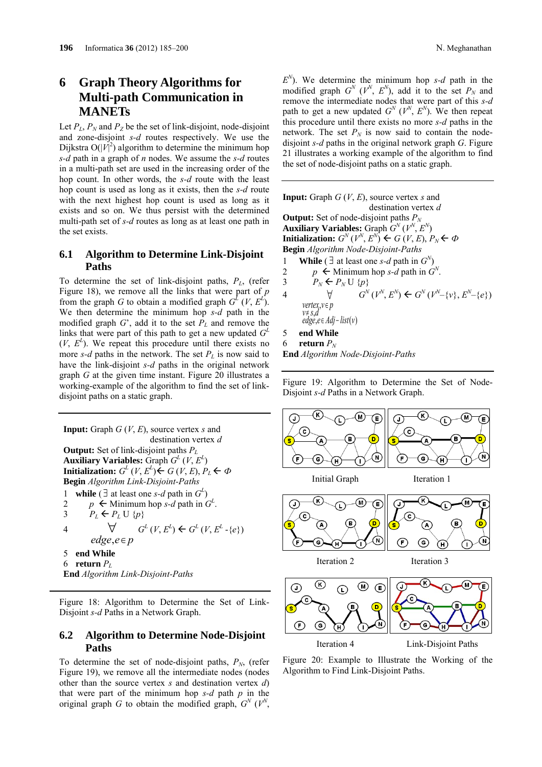# 6 Graph Theory Algorithms for Multi-path Communication in MANETs

Let $P_L$, $P_N$ and $P_Z$ be the set of link-disjoint, node-disjoint and zone-disjoint *s-d* routes respectively. We use the Dijkstra $O(|V|^2)$ algorithm to determine the minimum hop *s-d* path in a graph of *n* nodes. We assume the *s-d* routes in a multi-path set are used in the increasing order of the hop count. In other words, the *s-d* route with the least hop count is used as long as it exists, then the *s-d* route with the next highest hop count is used as long as it exists and so on. We thus persist with the determined multi-path set of *s-d* routes as long as at least one path in the set exists.

## 6.1 Algorithm to Determine Link-Disjoint Paths

To determine the set of link-disjoint paths, $P_L$, (refer Figure 18), we remove all the links that were part of *p* from the graph *G* to obtain a modified graph $G^L(V, E^L)$. We then determine the minimum hop *s-d* path in the modified graph *G*', add it to the set $P_L$ and remove the links that were part of this path to get a new updated $G^L(V, E^L)$. We repeat this procedure until there exists no more *s-d* paths in the network. The set $P_L$ is now said to have the link-disjoint *s-d* paths in the original network graph *G* at the given time instant. Figure 20 illustrates a working-example of the algorithm to find the set of link-disjoint paths on a static graph.

---

**Input:** Graph $G(V, E)$, source vertex *s* and destination vertex *d*
**Output:** Set of link-disjoint paths $P_L$
**Auxiliary Variables:** Graph $G^L(V, E^L)$
**Initialization:** $G^L(V, E^L) \leftarrow G(V, E)$, $P_L \leftarrow \Phi$
**Begin** *Algorithm Link-Disjoint-Paths*

1. **while** ($\exists$ at least one *s-d* path in $G^L$)
2. $p \leftarrow$ Minimum hop *s-d* path in $G^L$.
3. $P_L \leftarrow P_L \cup \{p\}$
4. $\forall_{edge, e \in p}$ $G^L(V, E^L) \leftarrow G^L(V, E^L - \{e\})$
5. **end While**
6. **return** $P_L$

**End** *Algorithm Link-Disjoint-Paths*

---

Figure 18: Algorithm to Determine the Set of Link-Disjoint *s-d* Paths in a Network Graph.

## 6.2 Algorithm to Determine Node-Disjoint Paths

To determine the set of node-disjoint paths, $P_N$, (refer Figure 19), we remove all the intermediate nodes (nodes other than the source vertex *s* and destination vertex *d*) that were part of the minimum hop *s-d* path *p* in the original graph *G* to obtain the modified graph, $G^N(V^N, E^N)$. We determine the minimum hop *s-d* path in the modified graph $G^N(V^N, E^N)$, add it to the set $P_N$ and remove the intermediate nodes that were part of this *s-d* path to get a new updated $G^N(V^N, E^N)$. We then repeat this procedure until there exists no more *s-d* paths in the network. The set $P_N$ is now said to contain the node-disjoint *s-d* paths in the original network graph *G*. Figure 21 illustrates a working example of the algorithm to find the set of node-disjoint paths on a static graph.

---

**Input:** Graph $G(V, E)$, source vertex *s* and destination vertex *d*
**Output:** Set of node-disjoint paths $P_N$
**Auxiliary Variables:** Graph $G^N(V^N, E^N)$
**Initialization:** $G^N(V^N, E^N) \leftarrow G(V, E)$, $P_N \leftarrow \Phi$
**Begin** *Algorithm Node-Disjoint-Paths*

1. **While** ($\exists$ at least one *s-d* path in $G^N$)
2. $p \leftarrow$ Minimum hop *s-d* path in $G^N$.
3. $P_N \leftarrow P_N \cup \{p\}$
4. $\forall_{vertex, v \in p;\ v \neq s,d;\ edge, e \in Adj\text{-}list(v)}$ $G^N(V^N, E^N) \leftarrow G^N(V^N - \{v\}, E^N - \{e\})$
5. **end While**
6. **return** $P_N$

**End** *Algorithm Node-Disjoint-Paths*

---

Figure 19: Algorithm to Determine the Set of Node-Disjoint *s-d* Paths in a Network Graph.

Initial Graph — Iteration 1 — Iteration 2 — Iteration 3 — Iteration 4 — Link-Disjoint Paths

Figure 20: Example to Illustrate the Working of the Algorithm to Find Link-Disjoint Paths.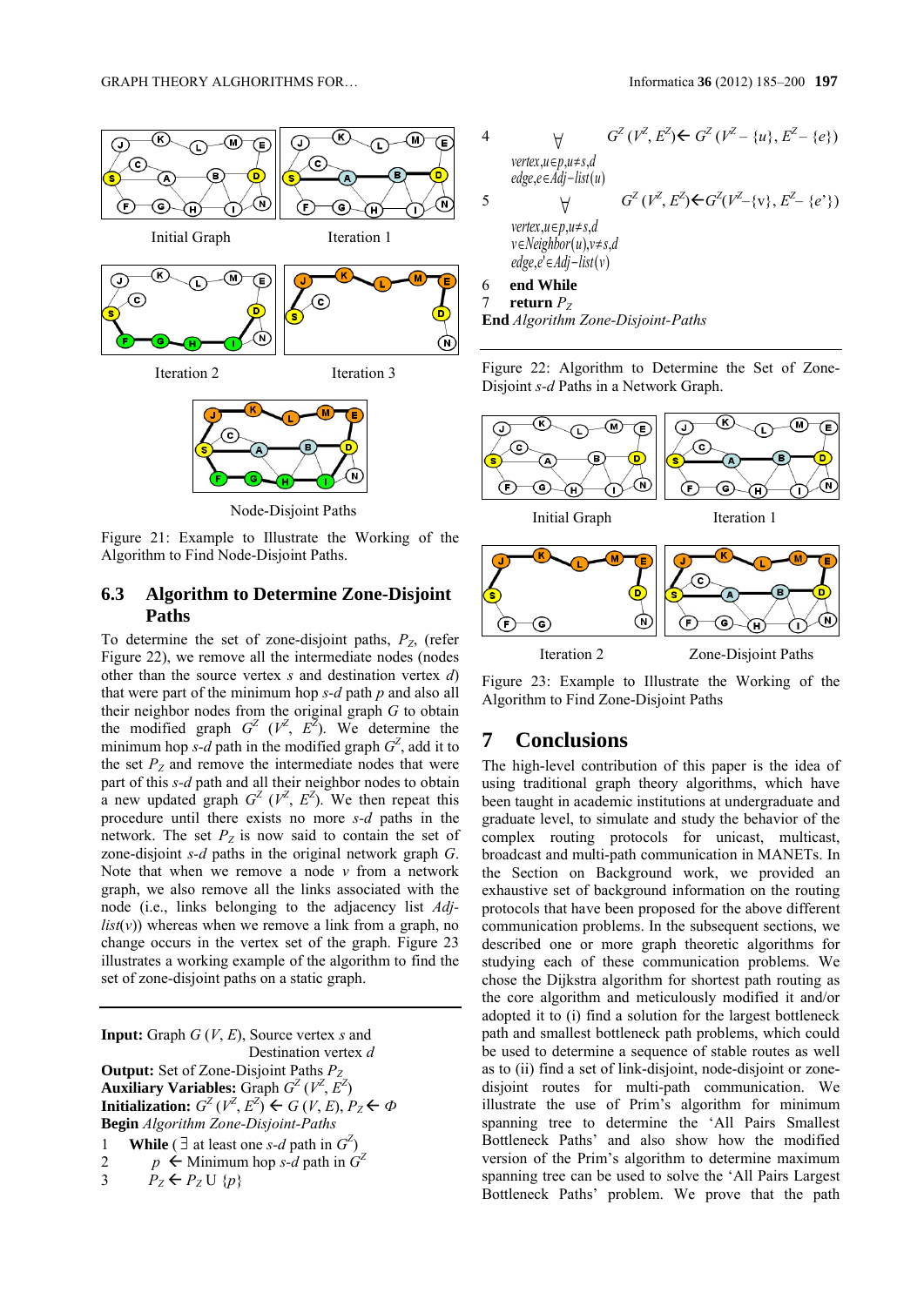Initial Graph Iteration 1

Iteration 2 Iteration 3

Node-Disjoint Paths

Figure 21: Example to Illustrate the Working of the Algorithm to Find Node-Disjoint Paths.

## 6.3 Algorithm to Determine Zone-Disjoint Paths

To determine the set of zone-disjoint paths, $P_Z$, (refer Figure 22), we remove all the intermediate nodes (nodes other than the source vertex *s* and destination vertex *d*) that were part of the minimum hop *s-d* path *p* and also all their neighbor nodes from the original graph *G* to obtain the modified graph $G^Z$ ($V^Z$, $E^Z$). We determine the minimum hop *s-d* path in the modified graph $G^Z$, add it to the set $P_Z$ and remove the intermediate nodes that were part of this *s-d* path and all their neighbor nodes to obtain a new updated graph $G^Z$ ($V^Z$, $E^Z$). We then repeat this procedure until there exists no more *s-d* paths in the network. The set $P_Z$ is now said to contain the set of zone-disjoint *s-d* paths in the original network graph *G*. Note that when we remove a node *v* from a network graph, we also remove all the links associated with the node (i.e., links belonging to the adjacency list *Adj-list*(*v*)) whereas when we remove a link from a graph, no change occurs in the vertex set of the graph. Figure 23 illustrates a working example of the algorithm to find the set of zone-disjoint paths on a static graph.

**Input:** Graph *G* (*V*, *E*), Source vertex *s* and Destination vertex *d*
**Output:** Set of Zone-Disjoint Paths $P_Z$
**Auxiliary Variables:** Graph $G^Z$ ($V^Z$, $E^Z$)
**Initialization:** $G^Z$ ($V^Z$, $E^Z$) ← *G* (*V*, *E*), $P_Z$ ← Φ
**Begin** *Algorithm Zone-Disjoint-Paths*

1 **While** ( ∃ at least one *s-d* path in $G^Z$)
2 *p* ← Minimum hop *s-d* path in $G^Z$
3 $P_Z$ ← $P_Z$ U {*p*}
4 $\forall_{vertex, u \in p, u \neq s,d;\ edge, e \in Adj-list(u)}$ $G^Z$ ($V^Z$, $E^Z$)← $G^Z$ ($V^Z$ – {*u*}, $E^Z$ – {*e*})
5 $\forall_{vertex, u \in p, u \neq s,d;\ v \in Neighbor(u), v \neq s,d;\ edge, e' \in Adj-list(v)}$ $G^Z$ ($V^Z$, $E^Z$)←$G^Z$($V^Z$–{v}, $E^Z$– {*e'*})
6 **end While**
7 **return** $P_Z$

**End** *Algorithm Zone-Disjoint-Paths*

Figure 22: Algorithm to Determine the Set of Zone-Disjoint *s-d* Paths in a Network Graph.

Initial Graph Iteration 1

Iteration 2 Zone-Disjoint Paths

Figure 23: Example to Illustrate the Working of the Algorithm to Find Zone-Disjoint Paths

# 7 Conclusions

The high-level contribution of this paper is the idea of using traditional graph theory algorithms, which have been taught in academic institutions at undergraduate and graduate level, to simulate and study the behavior of the complex routing protocols for unicast, multicast, broadcast and multi-path communication in MANETs. In the Section on Background work, we provided an exhaustive set of background information on the routing protocols that have been proposed for the above different communication problems. In the subsequent sections, we described one or more graph theoretic algorithms for studying each of these communication problems. We chose the Dijkstra algorithm for shortest path routing as the core algorithm and meticulously modified it and/or adopted it to (i) find a solution for the largest bottleneck path and smallest bottleneck path problems, which could be used to determine a sequence of stable routes as well as to (ii) find a set of link-disjoint, node-disjoint or zone-disjoint routes for multi-path communication. We illustrate the use of Prim's algorithm for minimum spanning tree to determine the 'All Pairs Smallest Bottleneck Paths' and also show how the modified version of the Prim's algorithm to determine maximum spanning tree can be used to solve the 'All Pairs Largest Bottleneck Paths' problem. We prove that the path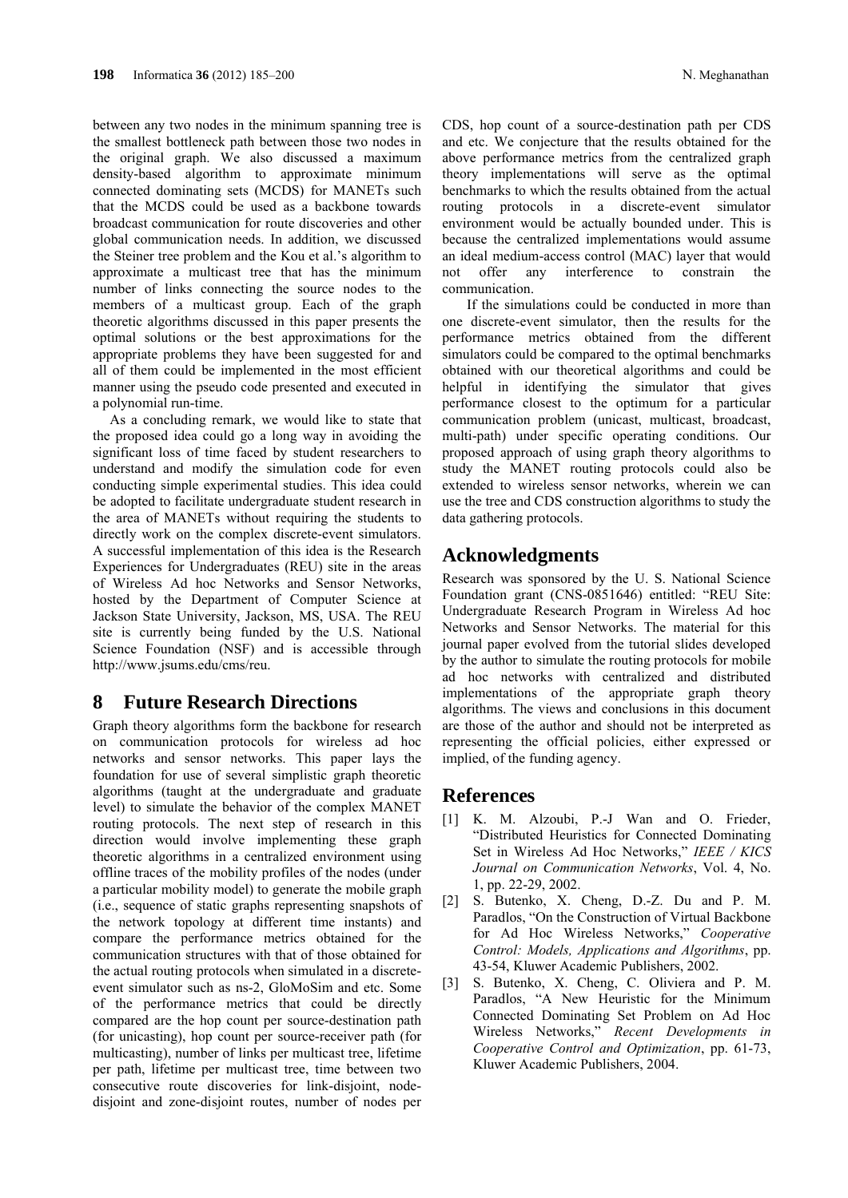between any two nodes in the minimum spanning tree is the smallest bottleneck path between those two nodes in the original graph. We also discussed a maximum density-based algorithm to approximate minimum connected dominating sets (MCDS) for MANETs such that the MCDS could be used as a backbone towards broadcast communication for route discoveries and other global communication needs. In addition, we discussed the Steiner tree problem and the Kou et al.'s algorithm to approximate a multicast tree that has the minimum number of links connecting the source nodes to the members of a multicast group. Each of the graph theoretic algorithms discussed in this paper presents the optimal solutions or the best approximations for the appropriate problems they have been suggested for and all of them could be implemented in the most efficient manner using the pseudo code presented and executed in a polynomial run-time.

As a concluding remark, we would like to state that the proposed idea could go a long way in avoiding the significant loss of time faced by student researchers to understand and modify the simulation code for even conducting simple experimental studies. This idea could be adopted to facilitate undergraduate student research in the area of MANETs without requiring the students to directly work on the complex discrete-event simulators. A successful implementation of this idea is the Research Experiences for Undergraduates (REU) site in the areas of Wireless Ad hoc Networks and Sensor Networks, hosted by the Department of Computer Science at Jackson State University, Jackson, MS, USA. The REU site is currently being funded by the U.S. National Science Foundation (NSF) and is accessible through http://www.jsums.edu/cms/reu.

## 8 Future Research Directions

Graph theory algorithms form the backbone for research on communication protocols for wireless ad hoc networks and sensor networks. This paper lays the foundation for use of several simplistic graph theoretic algorithms (taught at the undergraduate and graduate level) to simulate the behavior of the complex MANET routing protocols. The next step of research in this direction would involve implementing these graph theoretic algorithms in a centralized environment using offline traces of the mobility profiles of the nodes (under a particular mobility model) to generate the mobile graph (i.e., sequence of static graphs representing snapshots of the network topology at different time instants) and compare the performance metrics obtained for the communication structures with that of those obtained for the actual routing protocols when simulated in a discrete-event simulator such as ns-2, GloMoSim and etc. Some of the performance metrics that could be directly compared are the hop count per source-destination path (for unicasting), hop count per source-receiver path (for multicasting), number of links per multicast tree, lifetime per path, lifetime per multicast tree, time between two consecutive route discoveries for link-disjoint, node-disjoint and zone-disjoint routes, number of nodes per CDS, hop count of a source-destination path per CDS and etc. We conjecture that the results obtained for the above performance metrics from the centralized graph theory implementations will serve as the optimal benchmarks to which the results obtained from the actual routing protocols in a discrete-event simulator environment would be actually bounded under. This is because the centralized implementations would assume an ideal medium-access control (MAC) layer that would not offer any interference to constrain the communication.

If the simulations could be conducted in more than one discrete-event simulator, then the results for the performance metrics obtained from the different simulators could be compared to the optimal benchmarks obtained with our theoretical algorithms and could be helpful in identifying the simulator that gives performance closest to the optimum for a particular communication problem (unicast, multicast, broadcast, multi-path) under specific operating conditions. Our proposed approach of using graph theory algorithms to study the MANET routing protocols could also be extended to wireless sensor networks, wherein we can use the tree and CDS construction algorithms to study the data gathering protocols.

## Acknowledgments

Research was sponsored by the U. S. National Science Foundation grant (CNS-0851646) entitled: "REU Site: Undergraduate Research Program in Wireless Ad hoc Networks and Sensor Networks. The material for this journal paper evolved from the tutorial slides developed by the author to simulate the routing protocols for mobile ad hoc networks with centralized and distributed implementations of the appropriate graph theory algorithms. The views and conclusions in this document are those of the author and should not be interpreted as representing the official policies, either expressed or implied, of the funding agency.

## References

[1] K. M. Alzoubi, P.-J Wan and O. Frieder, "Distributed Heuristics for Connected Dominating Set in Wireless Ad Hoc Networks," *IEEE / KICS Journal on Communication Networks*, Vol. 4, No. 1, pp. 22-29, 2002.

[2] S. Butenko, X. Cheng, D.-Z. Du and P. M. Paradlos, "On the Construction of Virtual Backbone for Ad Hoc Wireless Networks," *Cooperative Control: Models, Applications and Algorithms*, pp. 43-54, Kluwer Academic Publishers, 2002.

[3] S. Butenko, X. Cheng, C. Oliviera and P. M. Paradlos, "A New Heuristic for the Minimum Connected Dominating Set Problem on Ad Hoc Wireless Networks," *Recent Developments in Cooperative Control and Optimization*, pp. 61-73, Kluwer Academic Publishers, 2004.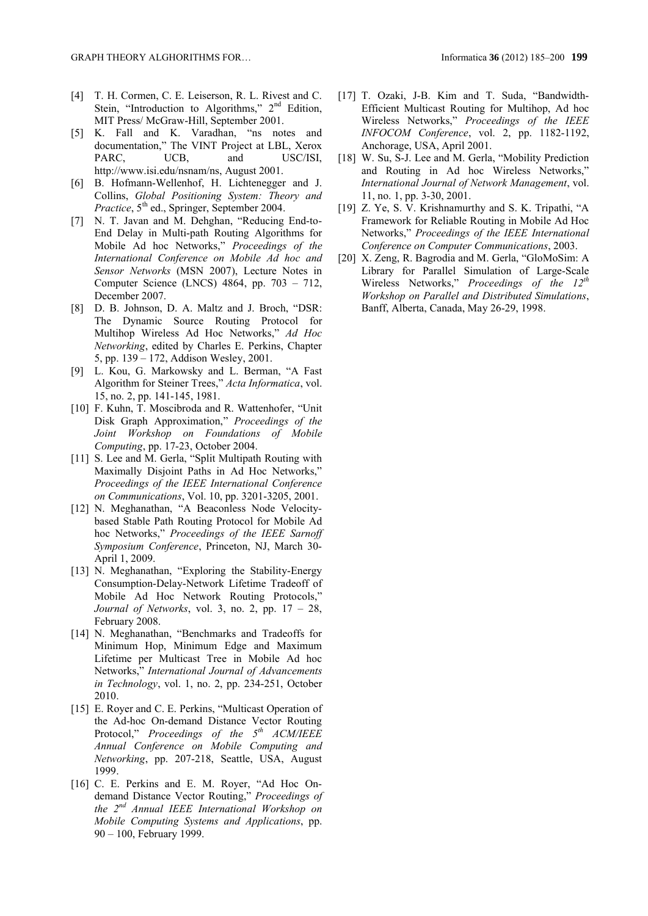[4] T. H. Cormen, C. E. Leiserson, R. L. Rivest and C. Stein, "Introduction to Algorithms," 2nd Edition, MIT Press/ McGraw-Hill, September 2001.

[5] K. Fall and K. Varadhan, "ns notes and documentation," The VINT Project at LBL, Xerox PARC, UCB, and USC/ISI, http://www.isi.edu/nsnam/ns, August 2001.

[6] B. Hofmann-Wellenhof, H. Lichtenegger and J. Collins, *Global Positioning System: Theory and Practice*, 5th ed., Springer, September 2004.

[7] N. T. Javan and M. Dehghan, "Reducing End-to-End Delay in Multi-path Routing Algorithms for Mobile Ad hoc Networks," *Proceedings of the International Conference on Mobile Ad hoc and Sensor Networks* (MSN 2007), Lecture Notes in Computer Science (LNCS) 4864, pp. 703 – 712, December 2007.

[8] D. B. Johnson, D. A. Maltz and J. Broch, "DSR: The Dynamic Source Routing Protocol for Multihop Wireless Ad Hoc Networks," *Ad Hoc Networking*, edited by Charles E. Perkins, Chapter 5, pp. 139 – 172, Addison Wesley, 2001.

[9] L. Kou, G. Markowsky and L. Berman, "A Fast Algorithm for Steiner Trees," *Acta Informatica*, vol. 15, no. 2, pp. 141-145, 1981.

[10] F. Kuhn, T. Moscibroda and R. Wattenhofer, "Unit Disk Graph Approximation," *Proceedings of the Joint Workshop on Foundations of Mobile Computing*, pp. 17-23, October 2004.

[11] S. Lee and M. Gerla, "Split Multipath Routing with Maximally Disjoint Paths in Ad Hoc Networks," *Proceedings of the IEEE International Conference on Communications*, Vol. 10, pp. 3201-3205, 2001.

[12] N. Meghanathan, "A Beaconless Node Velocity-based Stable Path Routing Protocol for Mobile Ad hoc Networks," *Proceedings of the IEEE Sarnoff Symposium Conference*, Princeton, NJ, March 30-April 1, 2009.

[13] N. Meghanathan, "Exploring the Stability-Energy Consumption-Delay-Network Lifetime Tradeoff of Mobile Ad Hoc Network Routing Protocols," *Journal of Networks*, vol. 3, no. 2, pp. 17 – 28, February 2008.

[14] N. Meghanathan, "Benchmarks and Tradeoffs for Minimum Hop, Minimum Edge and Maximum Lifetime per Multicast Tree in Mobile Ad hoc Networks," *International Journal of Advancements in Technology*, vol. 1, no. 2, pp. 234-251, October 2010.

[15] E. Royer and C. E. Perkins, "Multicast Operation of the Ad-hoc On-demand Distance Vector Routing Protocol," *Proceedings of the 5th ACM/IEEE Annual Conference on Mobile Computing and Networking*, pp. 207-218, Seattle, USA, August 1999.

[16] C. E. Perkins and E. M. Royer, "Ad Hoc On-demand Distance Vector Routing," *Proceedings of the 2nd Annual IEEE International Workshop on Mobile Computing Systems and Applications*, pp. 90 – 100, February 1999.

[17] T. Ozaki, J-B. Kim and T. Suda, "Bandwidth-Efficient Multicast Routing for Multihop, Ad hoc Wireless Networks," *Proceedings of the IEEE INFOCOM Conference*, vol. 2, pp. 1182-1192, Anchorage, USA, April 2001.

[18] W. Su, S-J. Lee and M. Gerla, "Mobility Prediction and Routing in Ad hoc Wireless Networks," *International Journal of Network Management*, vol. 11, no. 1, pp. 3-30, 2001.

[19] Z. Ye, S. V. Krishnamurthy and S. K. Tripathi, "A Framework for Reliable Routing in Mobile Ad Hoc Networks," *Proceedings of the IEEE International Conference on Computer Communications*, 2003.

[20] X. Zeng, R. Bagrodia and M. Gerla, "GloMoSim: A Library for Parallel Simulation of Large-Scale Wireless Networks," *Proceedings of the 12th Workshop on Parallel and Distributed Simulations*, Banff, Alberta, Canada, May 26-29, 1998.